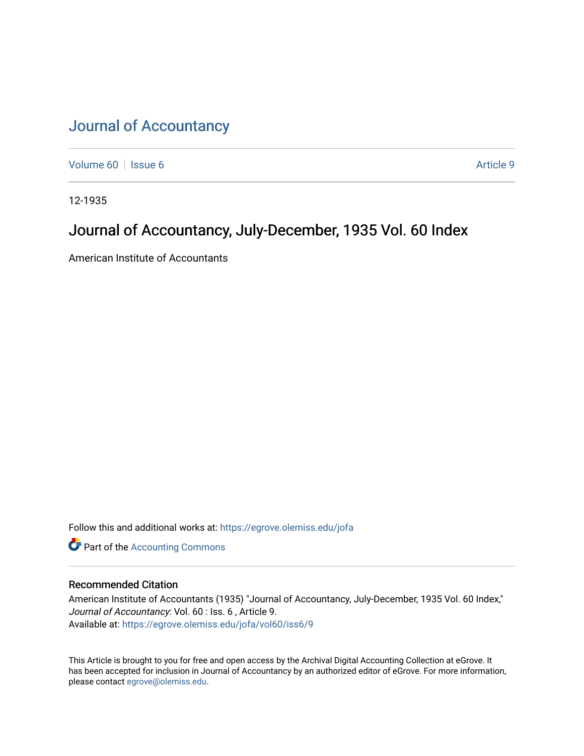# Journal of Accountancy

Volume 60 | Issue 6 | Article 9

12-1935

## Journal of Accountancy, July-December, 1935 Vol. 60 Index

American Institute of Accountants

Follow this and additional works at: https://egrove.olemiss.edu/jofa

Part of the Accounting Commons

### Recommended Citation

American Institute of Accountants (1935) "Journal of Accountancy, July-December, 1935 Vol. 60 Index," *Journal of Accountancy*: Vol. 60 : Iss. 6 , Article 9.
Available at: https://egrove.olemiss.edu/jofa/vol60/iss6/9

This Article is brought to you for free and open access by the Archival Digital Accounting Collection at eGrove. It has been accepted for inclusion in Journal of Accountancy by an authorized editor of eGrove. For more information, please contact egrove@olemiss.edu.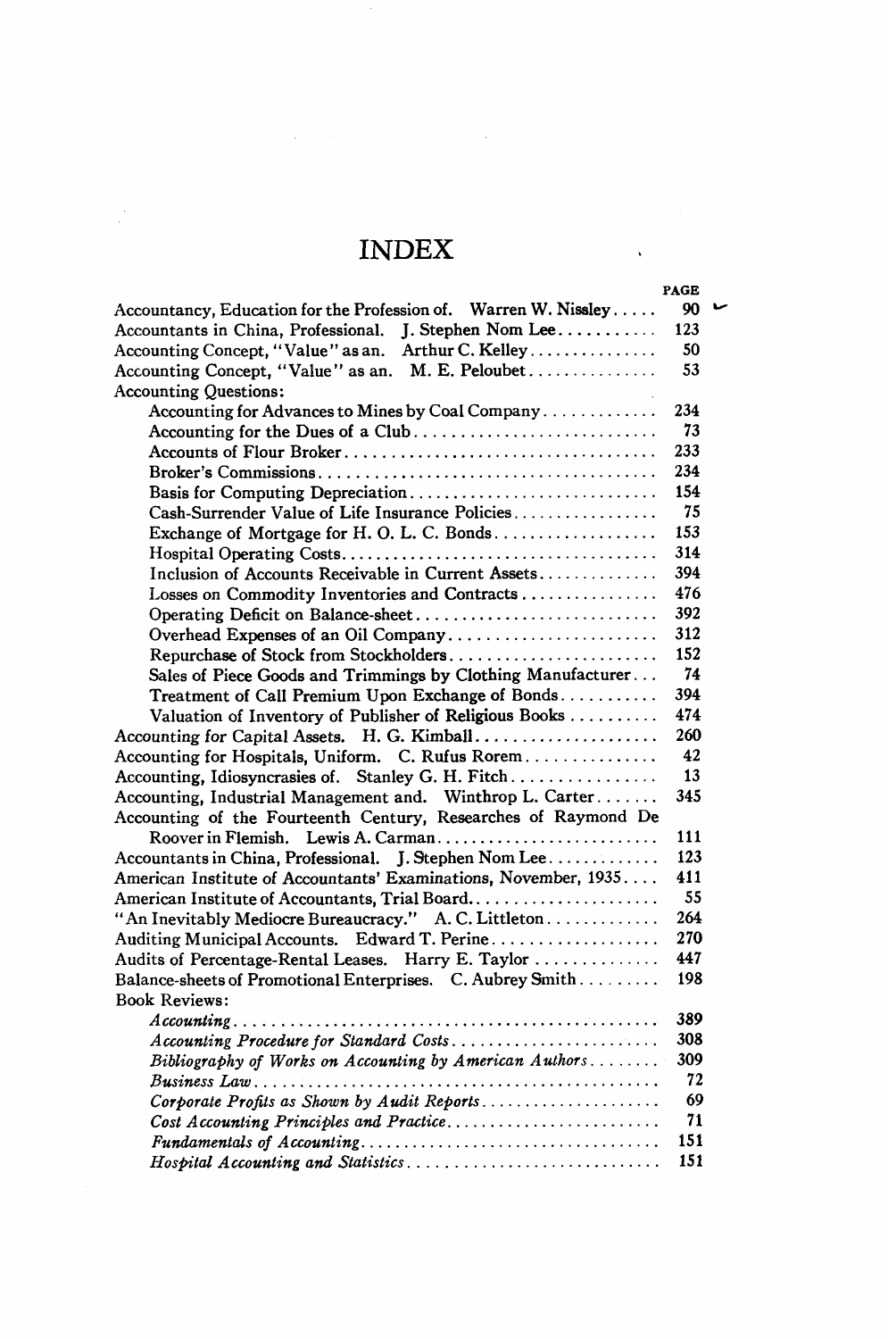# INDEX

| | PAGE |
|---|---|
| Accountancy, Education for the Profession of. Warren W. Nissley | 90 |
| Accountants in China, Professional. J. Stephen Nom Lee | 123 |
| Accounting Concept, "Value" as an. Arthur C. Kelley | 50 |
| Accounting Concept, "Value" as an. M. E. Peloubet | 53 |
| Accounting Questions: | |
| Accounting for Advances to Mines by Coal Company | 234 |
| Accounting for the Dues of a Club | 73 |
| Accounts of Flour Broker | 233 |
| Broker's Commissions | 234 |
| Basis for Computing Depreciation | 154 |
| Cash-Surrender Value of Life Insurance Policies | 75 |
| Exchange of Mortgage for H. O. L. C. Bonds | 153 |
| Hospital Operating Costs | 314 |
| Inclusion of Accounts Receivable in Current Assets | 394 |
| Losses on Commodity Inventories and Contracts | 476 |
| Operating Deficit on Balance-sheet | 392 |
| Overhead Expenses of an Oil Company | 312 |
| Repurchase of Stock from Stockholders | 152 |
| Sales of Piece Goods and Trimmings by Clothing Manufacturer | 74 |
| Treatment of Call Premium Upon Exchange of Bonds | 394 |
| Valuation of Inventory of Publisher of Religious Books | 474 |
| Accounting for Capital Assets. H. G. Kimball | 260 |
| Accounting for Hospitals, Uniform. C. Rufus Rorem | 42 |
| Accounting, Idiosyncrasies of. Stanley G. H. Fitch | 13 |
| Accounting, Industrial Management and. Winthrop L. Carter | 345 |
| Accounting of the Fourteenth Century, Researches of Raymond De Roover in Flemish. Lewis A. Carman | 111 |
| Accountants in China, Professional. J. Stephen Nom Lee | 123 |
| American Institute of Accountants' Examinations, November, 1935 | 411 |
| American Institute of Accountants, Trial Board | 55 |
| "An Inevitably Mediocre Bureaucracy." A. C. Littleton | 264 |
| Auditing Municipal Accounts. Edward T. Perine | 270 |
| Audits of Percentage-Rental Leases. Harry E. Taylor | 447 |
| Balance-sheets of Promotional Enterprises. C. Aubrey Smith | 198 |
| Book Reviews: | |
| *Accounting* | 389 |
| *Accounting Procedure for Standard Costs* | 308 |
| *Bibliography of Works on Accounting by American Authors* | 309 |
| *Business Law* | 72 |
| *Corporate Profits as Shown by Audit Reports* | 69 |
| *Cost Accounting Principles and Practice* | 71 |
| *Fundamentals of Accounting* | 151 |
| *Hospital Accounting and Statistics* | 151 |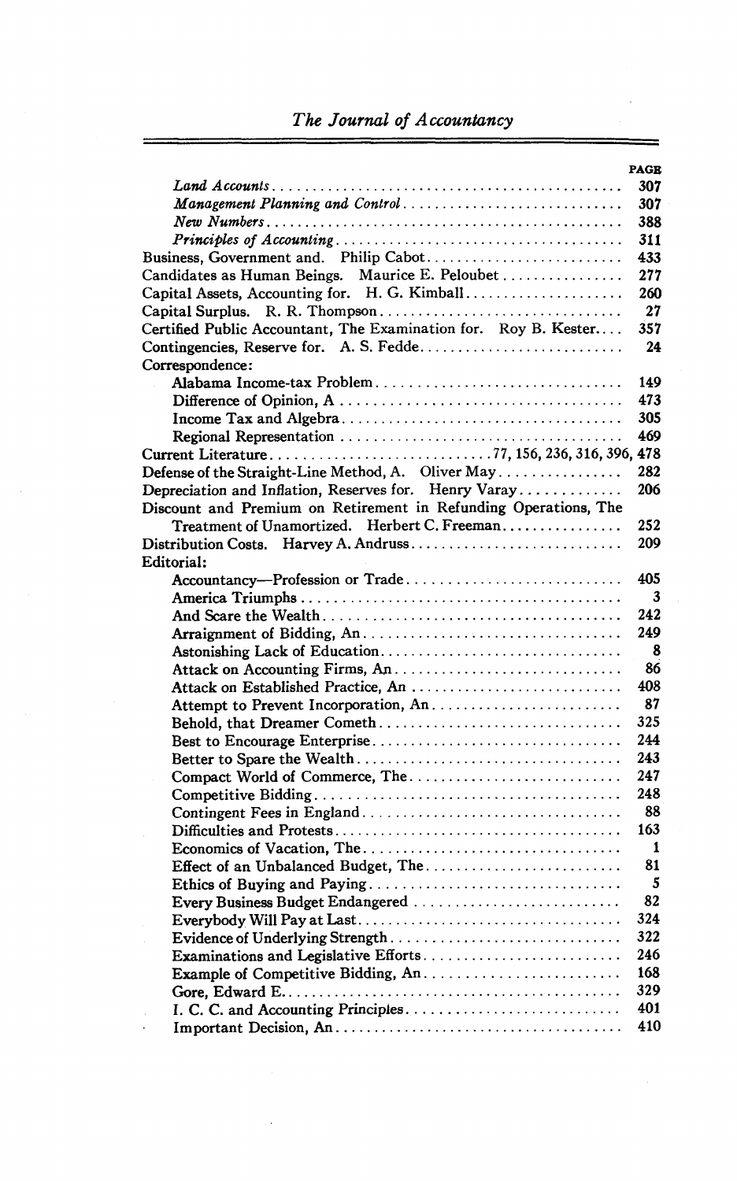| | PAGE |
|---|---|
| *Land Accounts* | 307 |
| *Management Planning and Control* | 307 |
| *New Numbers* | 388 |
| *Principles of Accounting* | 311 |
| Business, Government and. Philip Cabot | 433 |
| Candidates as Human Beings. Maurice E. Peloubet | 277 |
| Capital Assets, Accounting for. H. G. Kimball | 260 |
| Capital Surplus. R. R. Thompson | 27 |
| Certified Public Accountant, The Examination for. Roy B. Kester | 357 |
| Contingencies, Reserve for. A. S. Fedde | 24 |
| Correspondence: | |
| Alabama Income-tax Problem | 149 |
| Difference of Opinion, A | 473 |
| Income Tax and Algebra | 305 |
| Regional Representation | 469 |
| Current Literature | 77, 156, 236, 316, 396, 478 |
| Defense of the Straight-Line Method, A. Oliver May | 282 |
| Depreciation and Inflation, Reserves for. Henry Varay | 206 |
| Discount and Premium on Retirement in Refunding Operations, The Treatment of Unamortized. Herbert C. Freeman | 252 |
| Distribution Costs. Harvey A. Andruss | 209 |
| Editorial: | |
| Accountancy—Profession or Trade | 405 |
| America Triumphs | 3 |
| And Scare the Wealth | 242 |
| Arraignment of Bidding, An | 249 |
| Astonishing Lack of Education | 8 |
| Attack on Accounting Firms, An | 86 |
| Attack on Established Practice, An | 408 |
| Attempt to Prevent Incorporation, An | 87 |
| Behold, that Dreamer Cometh | 325 |
| Best to Encourage Enterprise | 244 |
| Better to Spare the Wealth | 243 |
| Compact World of Commerce, The | 247 |
| Competitive Bidding | 248 |
| Contingent Fees in England | 88 |
| Difficulties and Protests | 163 |
| Economics of Vacation, The | 1 |
| Effect of an Unbalanced Budget, The | 81 |
| Ethics of Buying and Paying | 5 |
| Every Business Budget Endangered | 82 |
| Everybody Will Pay at Last | 324 |
| Evidence of Underlying Strength | 322 |
| Examinations and Legislative Efforts | 246 |
| Example of Competitive Bidding, An | 168 |
| Gore, Edward E. | 329 |
| I. C. C. and Accounting Principles | 401 |
| Important Decision, An | 410 |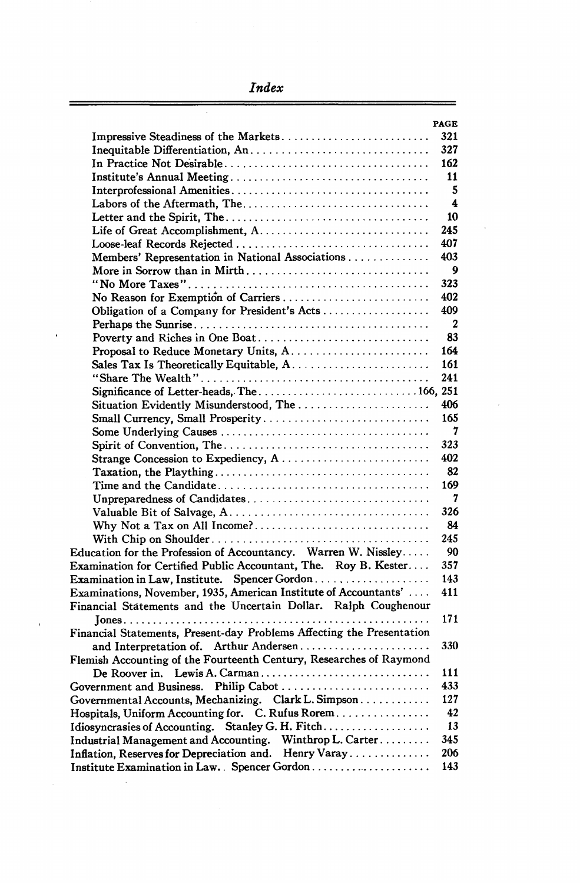# Index

| | PAGE |
|---|---|
| Impressive Steadiness of the Markets | 321 |
| Inequitable Differentiation, An | 327 |
| In Practice Not Desirable | 162 |
| Institute's Annual Meeting | 11 |
| Interprofessional Amenities | 5 |
| Labors of the Aftermath, The | 4 |
| Letter and the Spirit, The | 10 |
| Life of Great Accomplishment, A | 245 |
| Loose-leaf Records Rejected | 407 |
| Members' Representation in National Associations | 403 |
| More in Sorrow than in Mirth | 9 |
| "No More Taxes" | 323 |
| No Reason for Exemption of Carriers | 402 |
| Obligation of a Company for President's Acts | 409 |
| Perhaps the Sunrise | 2 |
| Poverty and Riches in One Boat | 83 |
| Proposal to Reduce Monetary Units, A | 164 |
| Sales Tax Is Theoretically Equitable, A | 161 |
| "Share The Wealth" | 241 |
| Significance of Letter-heads, The | 166, 251 |
| Situation Evidently Misunderstood, The | 406 |
| Small Currency, Small Prosperity | 165 |
| Some Underlying Causes | 7 |
| Spirit of Convention, The | 323 |
| Strange Concession to Expediency, A | 402 |
| Taxation, the Plaything | 82 |
| Time and the Candidate | 169 |
| Unpreparedness of Candidates | 7 |
| Valuable Bit of Salvage, A | 326 |
| Why Not a Tax on All Income? | 84 |
| With Chip on Shoulder | 245 |
| Education for the Profession of Accountancy. Warren W. Nissley | 90 |
| Examination for Certified Public Accountant, The. Roy B. Kester | 357 |
| Examination in Law, Institute. Spencer Gordon | 143 |
| Examinations, November, 1935, American Institute of Accountants' | 411 |
| Financial Statements and the Uncertain Dollar. Ralph Coughenour Jones | 171 |
| Financial Statements, Present-day Problems Affecting the Presentation and Interpretation of. Arthur Andersen | 330 |
| Flemish Accounting of the Fourteenth Century, Researches of Raymond De Roover in. Lewis A. Carman | 111 |
| Government and Business. Philip Cabot | 433 |
| Governmental Accounts, Mechanizing. Clark L. Simpson | 127 |
| Hospitals, Uniform Accounting for. C. Rufus Rorem | 42 |
| Idiosyncrasies of Accounting. Stanley G. H. Fitch | 13 |
| Industrial Management and Accounting. Winthrop L. Carter | 345 |
| Inflation, Reserves for Depreciation and. Henry Varay | 206 |
| Institute Examination in Law. Spencer Gordon | 143 |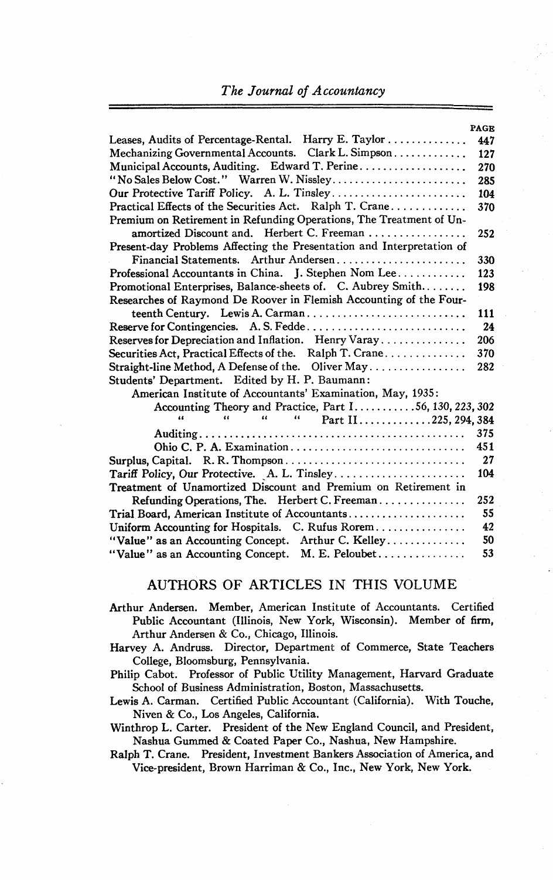| | PAGE |
|---|---|
| Leases, Audits of Percentage-Rental. Harry E. Taylor | 447 |
| Mechanizing Governmental Accounts. Clark L. Simpson | 127 |
| Municipal Accounts, Auditing. Edward T. Perine | 270 |
| "No Sales Below Cost." Warren W. Nissley | 285 |
| Our Protective Tariff Policy. A. L. Tinsley | 104 |
| Practical Effects of the Securities Act. Ralph T. Crane | 370 |
| Premium on Retirement in Refunding Operations, The Treatment of Unamortized Discount and. Herbert C. Freeman | 252 |
| Present-day Problems Affecting the Presentation and Interpretation of Financial Statements. Arthur Andersen | 330 |
| Professional Accountants in China. J. Stephen Nom Lee | 123 |
| Promotional Enterprises, Balance-sheets of. C. Aubrey Smith | 198 |
| Researches of Raymond De Roover in Flemish Accounting of the Fourteenth Century. Lewis A. Carman | 111 |
| Reserve for Contingencies. A. S. Fedde | 24 |
| Reserves for Depreciation and Inflation. Henry Varay | 206 |
| Securities Act, Practical Effects of the. Ralph T. Crane | 370 |
| Straight-line Method, A Defense of the. Oliver May | 282 |
| Students' Department. Edited by H. P. Baumann: | |
| American Institute of Accountants' Examination, May, 1935: | |
| Accounting Theory and Practice, Part I | 56, 130, 223, 302 |
| " " " " Part II | 225, 294, 384 |
| Auditing | 375 |
| Ohio C. P. A. Examination | 451 |
| Surplus, Capital. R. R. Thompson | 27 |
| Tariff Policy, Our Protective. A. L. Tinsley | 104 |
| Treatment of Unamortized Discount and Premium on Retirement in Refunding Operations, The. Herbert C. Freeman | 252 |
| Trial Board, American Institute of Accountants | 55 |
| Uniform Accounting for Hospitals. C. Rufus Rorem | 42 |
| "Value" as an Accounting Concept. Arthur C. Kelley | 50 |
| "Value" as an Accounting Concept. M. E. Peloubet | 53 |

## AUTHORS OF ARTICLES IN THIS VOLUME

Arthur Andersen. Member, American Institute of Accountants. Certified Public Accountant (Illinois, New York, Wisconsin). Member of firm, Arthur Andersen & Co., Chicago, Illinois.

Harvey A. Andruss. Director, Department of Commerce, State Teachers College, Bloomsburg, Pennsylvania.

Philip Cabot. Professor of Public Utility Management, Harvard Graduate School of Business Administration, Boston, Massachusetts.

Lewis A. Carman. Certified Public Accountant (California). With Touche, Niven & Co., Los Angeles, California.

Winthrop L. Carter. President of the New England Council, and President, Nashua Gummed & Coated Paper Co., Nashua, New Hampshire.

Ralph T. Crane. President, Investment Bankers Association of America, and Vice-president, Brown Harriman & Co., Inc., New York, New York.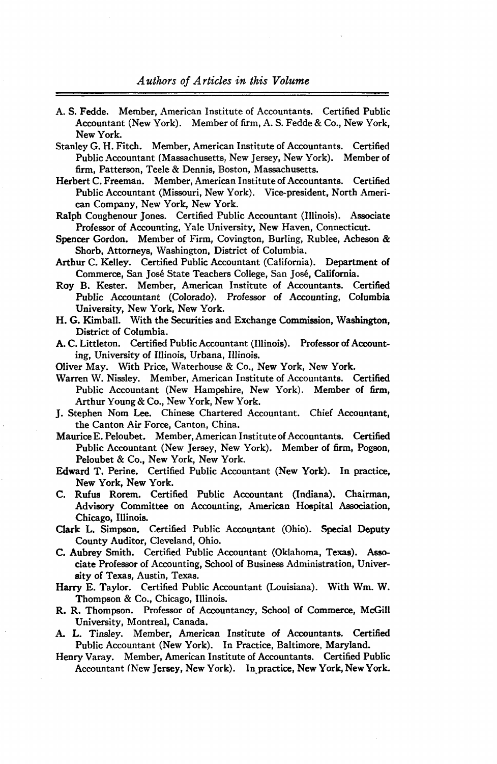*Authors of Articles in this Volume*

A. S. Fedde. Member, American Institute of Accountants. Certified Public Accountant (New York). Member of firm, A. S. Fedde & Co., New York, New York.

Stanley G. H. Fitch. Member, American Institute of Accountants. Certified Public Accountant (Massachusetts, New Jersey, New York). Member of firm, Patterson, Teele & Dennis, Boston, Massachusetts.

Herbert C. Freeman. Member, American Institute of Accountants. Certified Public Accountant (Missouri, New York). Vice-president, North American Company, New York, New York.

Ralph Coughenour Jones. Certified Public Accountant (Illinois). Associate Professor of Accounting, Yale University, New Haven, Connecticut.

Spencer Gordon. Member of Firm, Covington, Burling, Rublee, Acheson & Shorb, Attorneys, Washington, District of Columbia.

Arthur C. Kelley. Certified Public Accountant (California). Department of Commerce, San José State Teachers College, San José, California.

Roy B. Kester. Member, American Institute of Accountants. Certified Public Accountant (Colorado). Professor of Accounting, Columbia University, New York, New York.

H. G. Kimball. With the Securities and Exchange Commission, Washington, District of Columbia.

A. C. Littleton. Certified Public Accountant (Illinois). Professor of Accounting, University of Illinois, Urbana, Illinois.

Oliver May. With Price, Waterhouse & Co., New York, New York.

Warren W. Nissley. Member, American Institute of Accountants. Certified Public Accountant (New Hampshire, New York). Member of firm, Arthur Young & Co., New York, New York.

J. Stephen Nom Lee. Chinese Chartered Accountant. Chief Accountant, the Canton Air Force, Canton, China.

Maurice E. Peloubet. Member, American Institute of Accountants. Certified Public Accountant (New Jersey, New York). Member of firm, Pogson, Peloubet & Co., New York, New York.

Edward T. Perine. Certified Public Accountant (New York). In practice, New York, New York.

C. Rufus Rorem. Certified Public Accountant (Indiana). Chairman, Advisory Committee on Accounting, American Hospital Association, Chicago, Illinois.

Clark L. Simpson. Certified Public Accountant (Ohio). Special Deputy County Auditor, Cleveland, Ohio.

C. Aubrey Smith. Certified Public Accountant (Oklahoma, Texas). Associate Professor of Accounting, School of Business Administration, University of Texas, Austin, Texas.

Harry E. Taylor. Certified Public Accountant (Louisiana). With Wm. W. Thompson & Co., Chicago, Illinois.

R. R. Thompson. Professor of Accountancy, School of Commerce, McGill University, Montreal, Canada.

A. L. Tinsley. Member, American Institute of Accountants. Certified Public Accountant (New York). In Practice, Baltimore, Maryland.

Henry Varay. Member, American Institute of Accountants. Certified Public Accountant (New Jersey, New York). In practice, New York, New York.